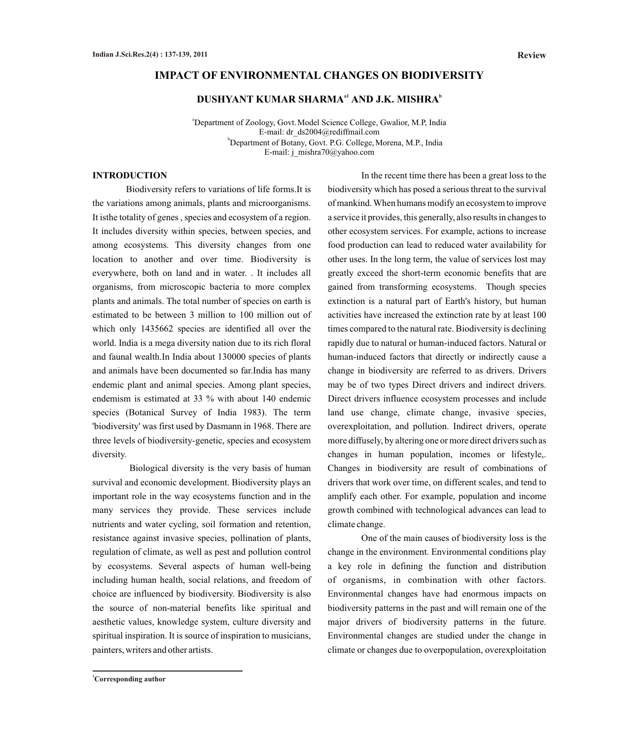Review

# IMPACT OF ENVIRONMENTAL CHANGES ON BIODIVERSITY

## DUSHYANT KUMAR SHARMA[a1] AND J.K. MISHRA[b]

[a]Department of Zoology, Govt. Model Science College, Gwalior, M.P, India
E-mail: dr_ds2004@rediffmail.com
[b]Department of Botany, Govt. P.G. College, Morena, M.P., India
E-mail: j_mishra70@yahoo.com

### INTRODUCTION

Biodiversity refers to variations of life forms.It is the variations among animals, plants and microorganisms. It isthe totality of genes , species and ecosystem of a region. It includes diversity within species, between species, and among ecosystems. This diversity changes from one location to another and over time. Biodiversity is everywhere, both on land and in water. . It includes all organisms, from microscopic bacteria to more complex plants and animals. The total number of species on earth is estimated to be between 3 million to 100 million out of which only 1435662 species are identified all over the world. India is a mega diversity nation due to its rich floral and faunal wealth.In India about 130000 species of plants and animals have been documented so far.India has many endemic plant and animal species. Among plant species, endemism is estimated at 33 % with about 140 endemic species (Botanical Survey of India 1983). The term 'biodiversity' was first used by Dasmann in 1968. There are three levels of biodiversity-genetic, species and ecosystem diversity.

Biological diversity is the very basis of human survival and economic development. Biodiversity plays an important role in the way ecosystems function and in the many services they provide. These services include nutrients and water cycling, soil formation and retention, resistance against invasive species, pollination of plants, regulation of climate, as well as pest and pollution control by ecosystems. Several aspects of human well-being including human health, social relations, and freedom of choice are influenced by biodiversity. Biodiversity is also the source of non-material benefits like spiritual and aesthetic values, knowledge system, culture diversity and spiritual inspiration. It is source of inspiration to musicians, painters, writers and other artists.

In the recent time there has been a great loss to the biodiversity which has posed a serious threat to the survival of mankind. When humans modify an ecosystem to improve a service it provides, this generally, also results in changes to other ecosystem services. For example, actions to increase food production can lead to reduced water availability for other uses. In the long term, the value of services lost may greatly exceed the short-term economic benefits that are gained from transforming ecosystems. Though species extinction is a natural part of Earth's history, but human activities have increased the extinction rate by at least 100 times compared to the natural rate. Biodiversity is declining rapidly due to natural or human-induced factors. Natural or human-induced factors that directly or indirectly cause a change in biodiversity are referred to as drivers. Drivers may be of two types Direct drivers and indirect drivers. Direct drivers influence ecosystem processes and include land use change, climate change, invasive species, overexploitation, and pollution. Indirect drivers, operate more diffusely, by altering one or more direct drivers such as changes in human population, incomes or lifestyle,. Changes in biodiversity are result of combinations of drivers that work over time, on different scales, and tend to amplify each other. For example, population and income growth combined with technological advances can lead to climate change.

One of the main causes of biodiversity loss is the change in the environment. Environmental conditions play a key role in defining the function and distribution of organisms, in combination with other factors. Environmental changes have had enormous impacts on biodiversity patterns in the past and will remain one of the major drivers of biodiversity patterns in the future. Environmental changes are studied under the change in climate or changes due to overpopulation, overexploitation

[1]Corresponding author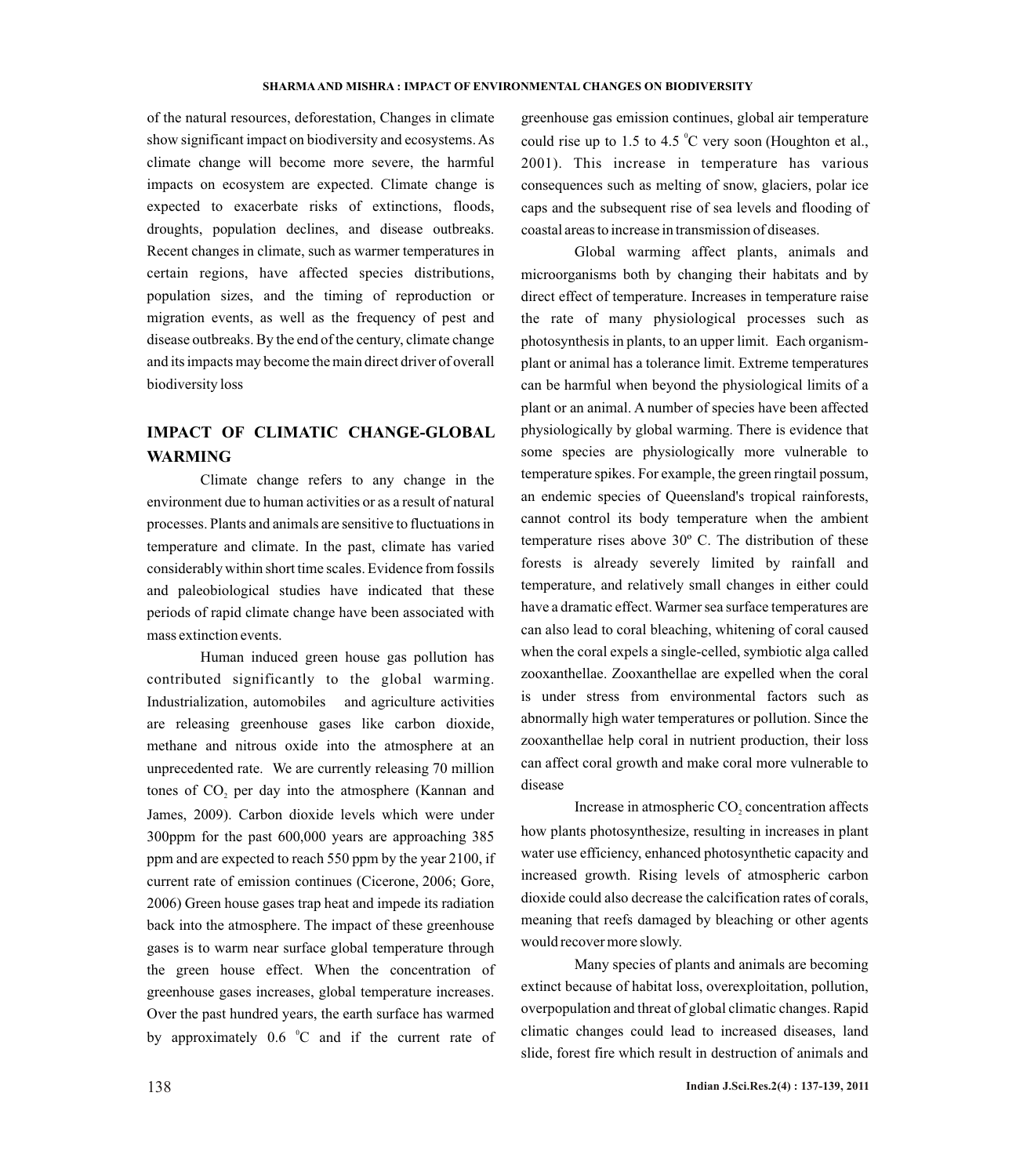of the natural resources, deforestation, Changes in climate show significant impact on biodiversity and ecosystems. As climate change will become more severe, the harmful impacts on ecosystem are expected. Climate change is expected to exacerbate risks of extinctions, floods, droughts, population declines, and disease outbreaks. Recent changes in climate, such as warmer temperatures in certain regions, have affected species distributions, population sizes, and the timing of reproduction or migration events, as well as the frequency of pest and disease outbreaks. By the end of the century, climate change and its impacts may become the main direct driver of overall biodiversity loss

## IMPACT OF CLIMATIC CHANGE-GLOBAL WARMING

Climate change refers to any change in the environment due to human activities or as a result of natural processes. Plants and animals are sensitive to fluctuations in temperature and climate. In the past, climate has varied considerably within short time scales. Evidence from fossils and paleobiological studies have indicated that these periods of rapid climate change have been associated with mass extinction events.

Human induced green house gas pollution has contributed significantly to the global warming. Industrialization, automobiles and agriculture activities are releasing greenhouse gases like carbon dioxide, methane and nitrous oxide into the atmosphere at an unprecedented rate. We are currently releasing 70 million tones of $CO_2$ per day into the atmosphere (Kannan and James, 2009). Carbon dioxide levels which were under 300ppm for the past 600,000 years are approaching 385 ppm and are expected to reach 550 ppm by the year 2100, if current rate of emission continues (Cicerone, 2006; Gore, 2006) Green house gases trap heat and impede its radiation back into the atmosphere. The impact of these greenhouse gases is to warm near surface global temperature through the green house effect. When the concentration of greenhouse gases increases, global temperature increases. Over the past hundred years, the earth surface has warmed by approximately 0.6 $^{0}$C and if the current rate of greenhouse gas emission continues, global air temperature could rise up to 1.5 to 4.5 $^{0}$C very soon (Houghton et al., 2001). This increase in temperature has various consequences such as melting of snow, glaciers, polar ice caps and the subsequent rise of sea levels and flooding of coastal areas to increase in transmission of diseases.

Global warming affect plants, animals and microorganisms both by changing their habitats and by direct effect of temperature. Increases in temperature raise the rate of many physiological processes such as photosynthesis in plants, to an upper limit. Each organism-plant or animal has a tolerance limit. Extreme temperatures can be harmful when beyond the physiological limits of a plant or an animal. A number of species have been affected physiologically by global warming. There is evidence that some species are physiologically more vulnerable to temperature spikes. For example, the green ringtail possum, an endemic species of Queensland's tropical rainforests, cannot control its body temperature when the ambient temperature rises above 30º C. The distribution of these forests is already severely limited by rainfall and temperature, and relatively small changes in either could have a dramatic effect. Warmer sea surface temperatures are can also lead to coral bleaching, whitening of coral caused when the coral expels a single-celled, symbiotic alga called zooxanthellae. Zooxanthellae are expelled when the coral is under stress from environmental factors such as abnormally high water temperatures or pollution. Since the zooxanthellae help coral in nutrient production, their loss can affect coral growth and make coral more vulnerable to disease

Increase in atmospheric $CO_2$ concentration affects how plants photosynthesize, resulting in increases in plant water use efficiency, enhanced photosynthetic capacity and increased growth. Rising levels of atmospheric carbon dioxide could also decrease the calcification rates of corals, meaning that reefs damaged by bleaching or other agents would recover more slowly.

Many species of plants and animals are becoming extinct because of habitat loss, overexploitation, pollution, overpopulation and threat of global climatic changes. Rapid climatic changes could lead to increased diseases, land slide, forest fire which result in destruction of animals and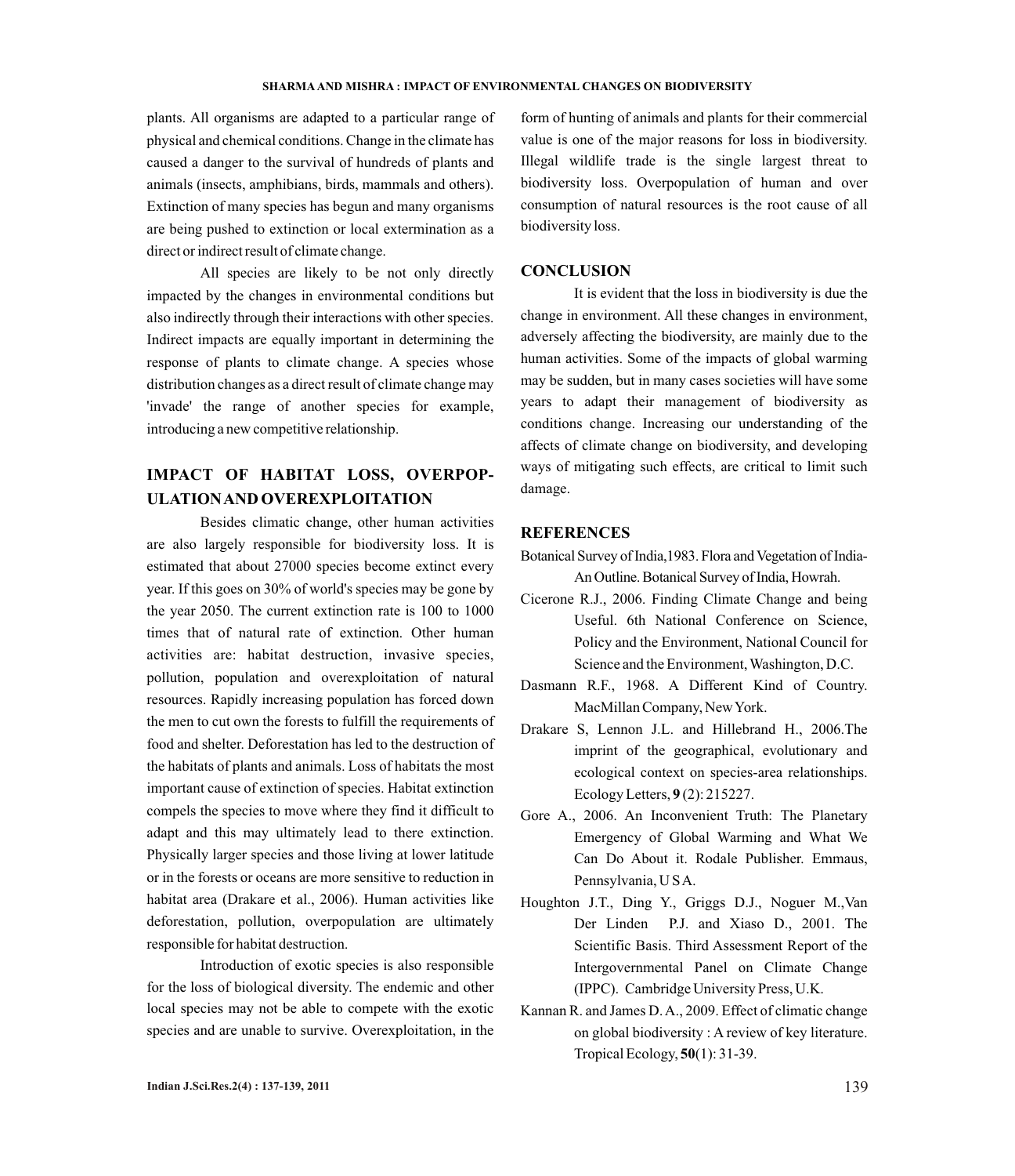plants. All organisms are adapted to a particular range of physical and chemical conditions. Change in the climate has caused a danger to the survival of hundreds of plants and animals (insects, amphibians, birds, mammals and others). Extinction of many species has begun and many organisms are being pushed to extinction or local extermination as a direct or indirect result of climate change.

All species are likely to be not only directly impacted by the changes in environmental conditions but also indirectly through their interactions with other species. Indirect impacts are equally important in determining the response of plants to climate change. A species whose distribution changes as a direct result of climate change may 'invade' the range of another species for example, introducing a new competitive relationship.

## IMPACT OF HABITAT LOSS, OVERPOPULATION AND OVEREXPLOITATION

Besides climatic change, other human activities are also largely responsible for biodiversity loss. It is estimated that about 27000 species become extinct every year. If this goes on 30% of world's species may be gone by the year 2050. The current extinction rate is 100 to 1000 times that of natural rate of extinction. Other human activities are: habitat destruction, invasive species, pollution, population and overexploitation of natural resources. Rapidly increasing population has forced down the men to cut own the forests to fulfill the requirements of food and shelter. Deforestation has led to the destruction of the habitats of plants and animals. Loss of habitats the most important cause of extinction of species. Habitat extinction compels the species to move where they find it difficult to adapt and this may ultimately lead to there extinction. Physically larger species and those living at lower latitude or in the forests or oceans are more sensitive to reduction in habitat area (Drakare et al., 2006). Human activities like deforestation, pollution, overpopulation are ultimately responsible for habitat destruction.

Introduction of exotic species is also responsible for the loss of biological diversity. The endemic and other local species may not be able to compete with the exotic species and are unable to survive. Overexploitation, in the form of hunting of animals and plants for their commercial value is one of the major reasons for loss in biodiversity. Illegal wildlife trade is the single largest threat to biodiversity loss. Overpopulation of human and over consumption of natural resources is the root cause of all biodiversity loss.

## CONCLUSION

It is evident that the loss in biodiversity is due the change in environment. All these changes in environment, adversely affecting the biodiversity, are mainly due to the human activities. Some of the impacts of global warming may be sudden, but in many cases societies will have some years to adapt their management of biodiversity as conditions change. Increasing our understanding of the affects of climate change on biodiversity, and developing ways of mitigating such effects, are critical to limit such damage.

## REFERENCES

Botanical Survey of India,1983. Flora and Vegetation of India-An Outline. Botanical Survey of India, Howrah.

Cicerone R.J., 2006. Finding Climate Change and being Useful. 6th National Conference on Science, Policy and the Environment, National Council for Science and the Environment, Washington, D.C.

Dasmann R.F., 1968. A Different Kind of Country. MacMillan Company, New York.

Drakare S, Lennon J.L. and Hillebrand H., 2006.The imprint of the geographical, evolutionary and ecological context on species-area relationships. Ecology Letters, **9** (2): 215227.

Gore A., 2006. An Inconvenient Truth: The Planetary Emergency of Global Warming and What We Can Do About it. Rodale Publisher. Emmaus, Pennsylvania, U S A.

Houghton J.T., Ding Y., Griggs D.J., Noguer M.,Van Der Linden P.J. and Xiaso D., 2001. The Scientific Basis. Third Assessment Report of the Intergovernmental Panel on Climate Change (IPPC). Cambridge University Press, U.K.

Kannan R. and James D. A., 2009. Effect of climatic change on global biodiversity : A review of key literature. Tropical Ecology, **50**(1): 31-39.